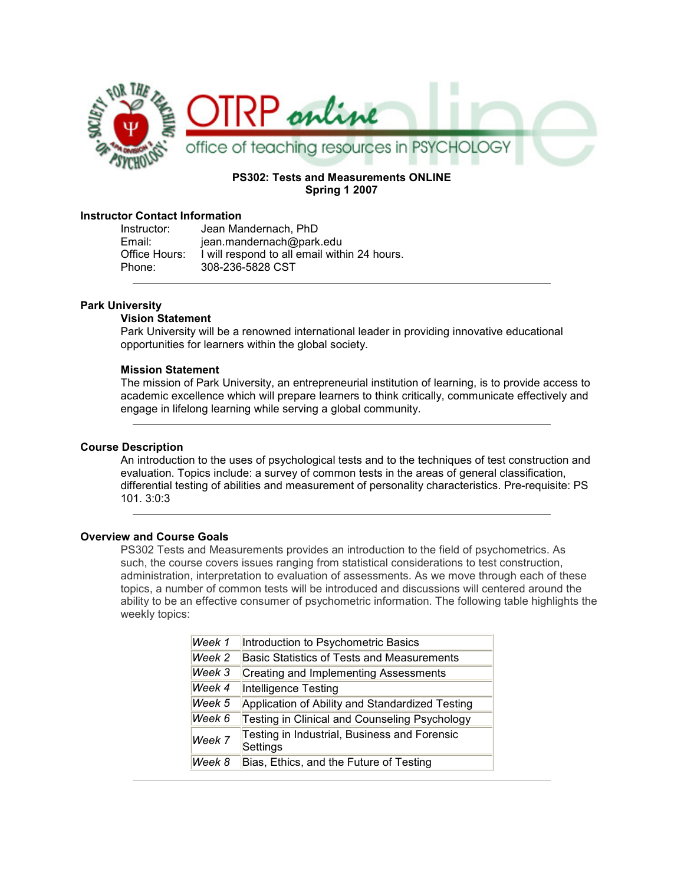**PS302: Tests and Measurements ONLINE**
**Spring 1 2007**

### Instructor Contact Information

Instructor: Jean Mandernach, PhD
Email: jean.mandernach@park.edu
Office Hours: I will respond to all email within 24 hours.
Phone: 308-236-5828 CST

---

### Park University

#### Vision Statement

Park University will be a renowned international leader in providing innovative educational opportunities for learners within the global society.

#### Mission Statement

The mission of Park University, an entrepreneurial institution of learning, is to provide access to academic excellence which will prepare learners to think critically, communicate effectively and engage in lifelong learning while serving a global community.

---

### Course Description

An introduction to the uses of psychological tests and to the techniques of test construction and evaluation. Topics include: a survey of common tests in the areas of general classification, differential testing of abilities and measurement of personality characteristics. Pre-requisite: PS 101. 3:0:3

---

### Overview and Course Goals

PS302 Tests and Measurements provides an introduction to the field of psychometrics. As such, the course covers issues ranging from statistical considerations to test construction, administration, interpretation to evaluation of assessments. As we move through each of these topics, a number of common tests will be introduced and discussions will centered around the ability to be an effective consumer of psychometric information. The following table highlights the weekly topics:

| | |
|---|---|
| *Week 1* | Introduction to Psychometric Basics |
| *Week 2* | Basic Statistics of Tests and Measurements |
| *Week 3* | Creating and Implementing Assessments |
| *Week 4* | Intelligence Testing |
| *Week 5* | Application of Ability and Standardized Testing |
| *Week 6* | Testing in Clinical and Counseling Psychology |
| *Week 7* | Testing in Industrial, Business and Forensic Settings |
| *Week 8* | Bias, Ethics, and the Future of Testing |

---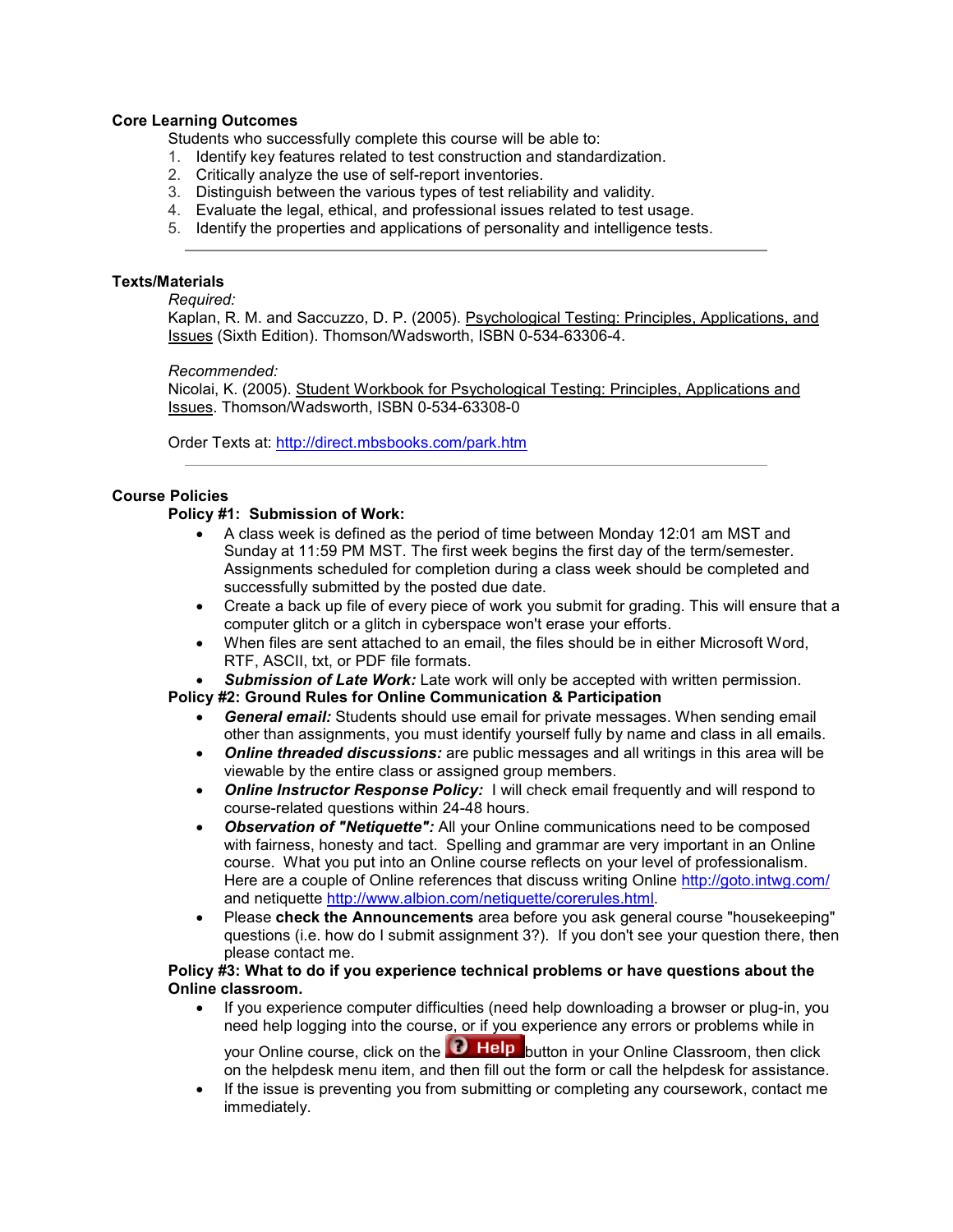**Core Learning Outcomes**

Students who successfully complete this course will be able to:

1. Identify key features related to test construction and standardization.
2. Critically analyze the use of self-report inventories.
3. Distinguish between the various types of test reliability and validity.
4. Evaluate the legal, ethical, and professional issues related to test usage.
5. Identify the properties and applications of personality and intelligence tests.

---

**Texts/Materials**

*Required:*

Kaplan, R. M. and Saccuzzo, D. P. (2005). Psychological Testing: Principles, Applications, and Issues (Sixth Edition). Thomson/Wadsworth, ISBN 0-534-63306-4.

*Recommended:*

Nicolai, K. (2005). Student Workbook for Psychological Testing: Principles, Applications and Issues. Thomson/Wadsworth, ISBN 0-534-63308-0

Order Texts at: http://direct.mbsbooks.com/park.htm

---

**Course Policies**

**Policy #1: Submission of Work:**

- A class week is defined as the period of time between Monday 12:01 am MST and Sunday at 11:59 PM MST. The first week begins the first day of the term/semester. Assignments scheduled for completion during a class week should be completed and successfully submitted by the posted due date.
- Create a back up file of every piece of work you submit for grading. This will ensure that a computer glitch or a glitch in cyberspace won't erase your efforts.
- When files are sent attached to an email, the files should be in either Microsoft Word, RTF, ASCII, txt, or PDF file formats.
- ***Submission of Late Work:*** Late work will only be accepted with written permission.

**Policy #2: Ground Rules for Online Communication & Participation**

- ***General email:*** Students should use email for private messages. When sending email other than assignments, you must identify yourself fully by name and class in all emails.
- ***Online threaded discussions:*** are public messages and all writings in this area will be viewable by the entire class or assigned group members.
- ***Online Instructor Response Policy:*** I will check email frequently and will respond to course-related questions within 24-48 hours.
- ***Observation of "Netiquette":*** All your Online communications need to be composed with fairness, honesty and tact. Spelling and grammar are very important in an Online course. What you put into an Online course reflects on your level of professionalism. Here are a couple of Online references that discuss writing Online http://goto.intwg.com/ and netiquette http://www.albion.com/netiquette/corerules.html.
- Please **check the Announcements** area before you ask general course "housekeeping" questions (i.e. how do I submit assignment 3?). If you don't see your question there, then please contact me.

**Policy #3: What to do if you experience technical problems or have questions about the Online classroom.**

- If you experience computer difficulties (need help downloading a browser or plug-in, you need help logging into the course, or if you experience any errors or problems while in your Online course, click on the Help button in your Online Classroom, then click on the helpdesk menu item, and then fill out the form or call the helpdesk for assistance.
- If the issue is preventing you from submitting or completing any coursework, contact me immediately.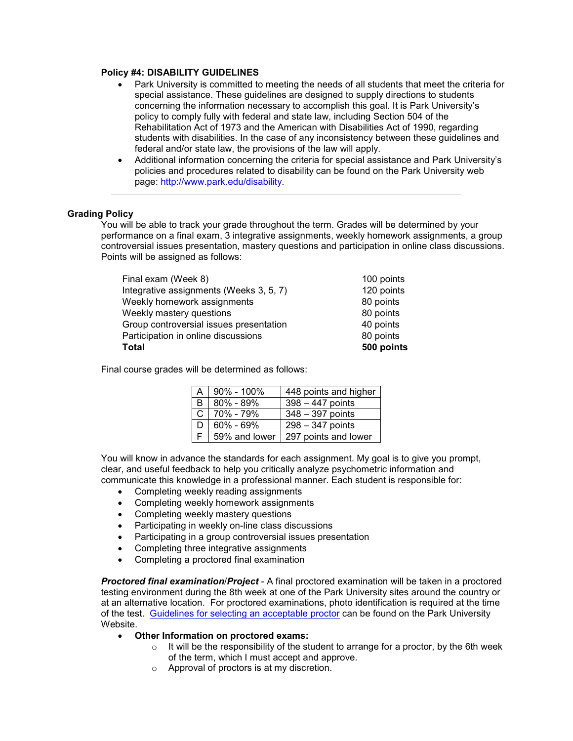**Policy #4: DISABILITY GUIDELINES**

- Park University is committed to meeting the needs of all students that meet the criteria for special assistance. These guidelines are designed to supply directions to students concerning the information necessary to accomplish this goal. It is Park University's policy to comply fully with federal and state law, including Section 504 of the Rehabilitation Act of 1973 and the American with Disabilities Act of 1990, regarding students with disabilities. In the case of any inconsistency between these guidelines and federal and/or state law, the provisions of the law will apply.
- Additional information concerning the criteria for special assistance and Park University's policies and procedures related to disability can be found on the Park University web page: [http://www.park.edu/disability](http://www.park.edu/disability).

---

## Grading Policy

You will be able to track your grade throughout the term. Grades will be determined by your performance on a final exam, 3 integrative assignments, weekly homework assignments, a group controversial issues presentation, mastery questions and participation in online class discussions. Points will be assigned as follows:

| | |
|---|---|
| Final exam (Week 8) | 100 points |
| Integrative assignments (Weeks 3, 5, 7) | 120 points |
| Weekly homework assignments | 80 points |
| Weekly mastery questions | 80 points |
| Group controversial issues presentation | 40 points |
| Participation in online discussions | 80 points |
| **Total** | **500 points** |

Final course grades will be determined as follows:

| | | |
|---|---|---|
| A | 90% - 100% | 448 points and higher |
| B | 80% - 89% | 398 – 447 points |
| C | 70% - 79% | 348 – 397 points |
| D | 60% - 69% | 298 – 347 points |
| F | 59% and lower | 297 points and lower |

You will know in advance the standards for each assignment. My goal is to give you prompt, clear, and useful feedback to help you critically analyze psychometric information and communicate this knowledge in a professional manner. Each student is responsible for:

- Completing weekly reading assignments
- Completing weekly homework assignments
- Completing weekly mastery questions
- Participating in weekly on-line class discussions
- Participating in a group controversial issues presentation
- Completing three integrative assignments
- Completing a proctored final examination

***Proctored final examination*/*Project*** - A final proctored examination will be taken in a proctored testing environment during the 8th week at one of the Park University sites around the country or at an alternative location. For proctored examinations, photo identification is required at the time of the test. [Guidelines for selecting an acceptable proctor]() can be found on the Park University Website.

- **Other Information on proctored exams:**
  - It will be the responsibility of the student to arrange for a proctor, by the 6th week of the term, which I must accept and approve.
  - Approval of proctors is at my discretion.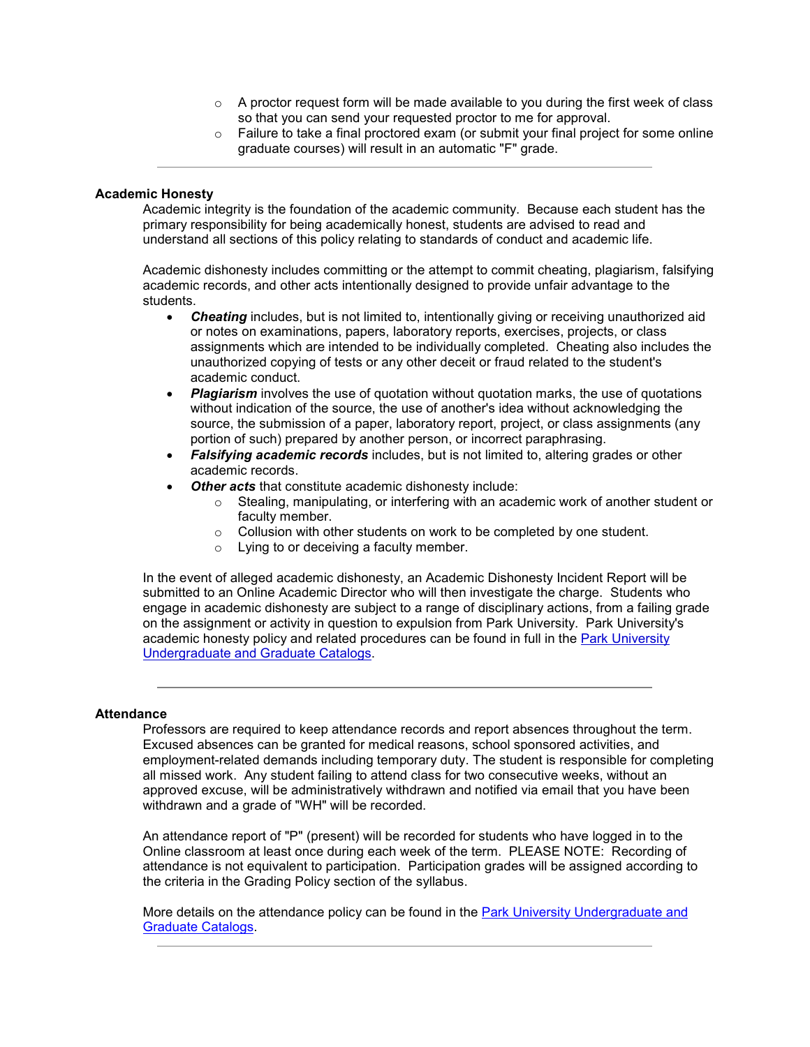- A proctor request form will be made available to you during the first week of class so that you can send your requested proctor to me for approval.
- Failure to take a final proctored exam (or submit your final project for some online graduate courses) will result in an automatic "F" grade.

---

**Academic Honesty**

Academic integrity is the foundation of the academic community. Because each student has the primary responsibility for being academically honest, students are advised to read and understand all sections of this policy relating to standards of conduct and academic life.

Academic dishonesty includes committing or the attempt to commit cheating, plagiarism, falsifying academic records, and other acts intentionally designed to provide unfair advantage to the students.

- ***Cheating*** includes, but is not limited to, intentionally giving or receiving unauthorized aid or notes on examinations, papers, laboratory reports, exercises, projects, or class assignments which are intended to be individually completed. Cheating also includes the unauthorized copying of tests or any other deceit or fraud related to the student's academic conduct.
- ***Plagiarism*** involves the use of quotation without quotation marks, the use of quotations without indication of the source, the use of another's idea without acknowledging the source, the submission of a paper, laboratory report, project, or class assignments (any portion of such) prepared by another person, or incorrect paraphrasing.
- ***Falsifying academic records*** includes, but is not limited to, altering grades or other academic records.
- ***Other acts*** that constitute academic dishonesty include:
  - Stealing, manipulating, or interfering with an academic work of another student or faculty member.
  - Collusion with other students on work to be completed by one student.
  - Lying to or deceiving a faculty member.

In the event of alleged academic dishonesty, an Academic Dishonesty Incident Report will be submitted to an Online Academic Director who will then investigate the charge. Students who engage in academic dishonesty are subject to a range of disciplinary actions, from a failing grade on the assignment or activity in question to expulsion from Park University. Park University's academic honesty policy and related procedures can be found in full in the Park University Undergraduate and Graduate Catalogs.

---

**Attendance**

Professors are required to keep attendance records and report absences throughout the term. Excused absences can be granted for medical reasons, school sponsored activities, and employment-related demands including temporary duty. The student is responsible for completing all missed work. Any student failing to attend class for two consecutive weeks, without an approved excuse, will be administratively withdrawn and notified via email that you have been withdrawn and a grade of "WH" will be recorded.

An attendance report of "P" (present) will be recorded for students who have logged in to the Online classroom at least once during each week of the term. PLEASE NOTE: Recording of attendance is not equivalent to participation. Participation grades will be assigned according to the criteria in the Grading Policy section of the syllabus.

More details on the attendance policy can be found in the Park University Undergraduate and Graduate Catalogs.

---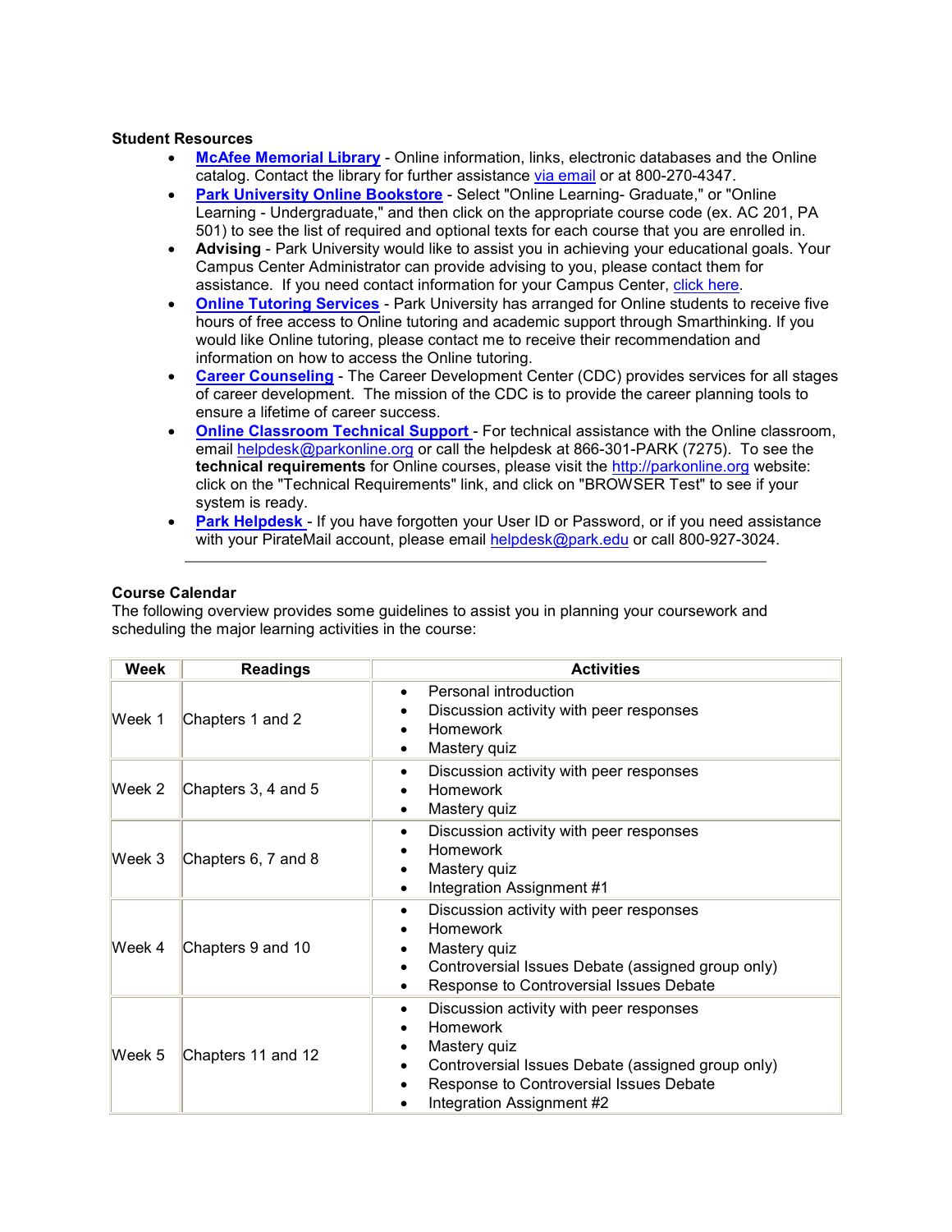**Student Resources**

- **McAfee Memorial Library** - Online information, links, electronic databases and the Online catalog. Contact the library for further assistance via email or at 800-270-4347.
- **Park University Online Bookstore** - Select "Online Learning- Graduate," or "Online Learning - Undergraduate," and then click on the appropriate course code (ex. AC 201, PA 501) to see the list of required and optional texts for each course that you are enrolled in.
- **Advising** - Park University would like to assist you in achieving your educational goals. Your Campus Center Administrator can provide advising to you, please contact them for assistance. If you need contact information for your Campus Center, click here.
- **Online Tutoring Services** - Park University has arranged for Online students to receive five hours of free access to Online tutoring and academic support through Smarthinking. If you would like Online tutoring, please contact me to receive their recommendation and information on how to access the Online tutoring.
- **Career Counseling** - The Career Development Center (CDC) provides services for all stages of career development. The mission of the CDC is to provide the career planning tools to ensure a lifetime of career success.
- **Online Classroom Technical Support** - For technical assistance with the Online classroom, email helpdesk@parkonline.org or call the helpdesk at 866-301-PARK (7275). To see the **technical requirements** for Online courses, please visit the http://parkonline.org website: click on the "Technical Requirements" link, and click on "BROWSER Test" to see if your system is ready.
- **Park Helpdesk** - If you have forgotten your User ID or Password, or if you need assistance with your PirateMail account, please email helpdesk@park.edu or call 800-927-3024.

---

**Course Calendar**

The following overview provides some guidelines to assist you in planning your coursework and scheduling the major learning activities in the course:

| Week | Readings | Activities |
|---|---|---|
| Week 1 | Chapters 1 and 2 | • Personal introduction<br>• Discussion activity with peer responses<br>• Homework<br>• Mastery quiz |
| Week 2 | Chapters 3, 4 and 5 | • Discussion activity with peer responses<br>• Homework<br>• Mastery quiz |
| Week 3 | Chapters 6, 7 and 8 | • Discussion activity with peer responses<br>• Homework<br>• Mastery quiz<br>• Integration Assignment #1 |
| Week 4 | Chapters 9 and 10 | • Discussion activity with peer responses<br>• Homework<br>• Mastery quiz<br>• Controversial Issues Debate (assigned group only)<br>• Response to Controversial Issues Debate |
| Week 5 | Chapters 11 and 12 | • Discussion activity with peer responses<br>• Homework<br>• Mastery quiz<br>• Controversial Issues Debate (assigned group only)<br>• Response to Controversial Issues Debate<br>• Integration Assignment #2 |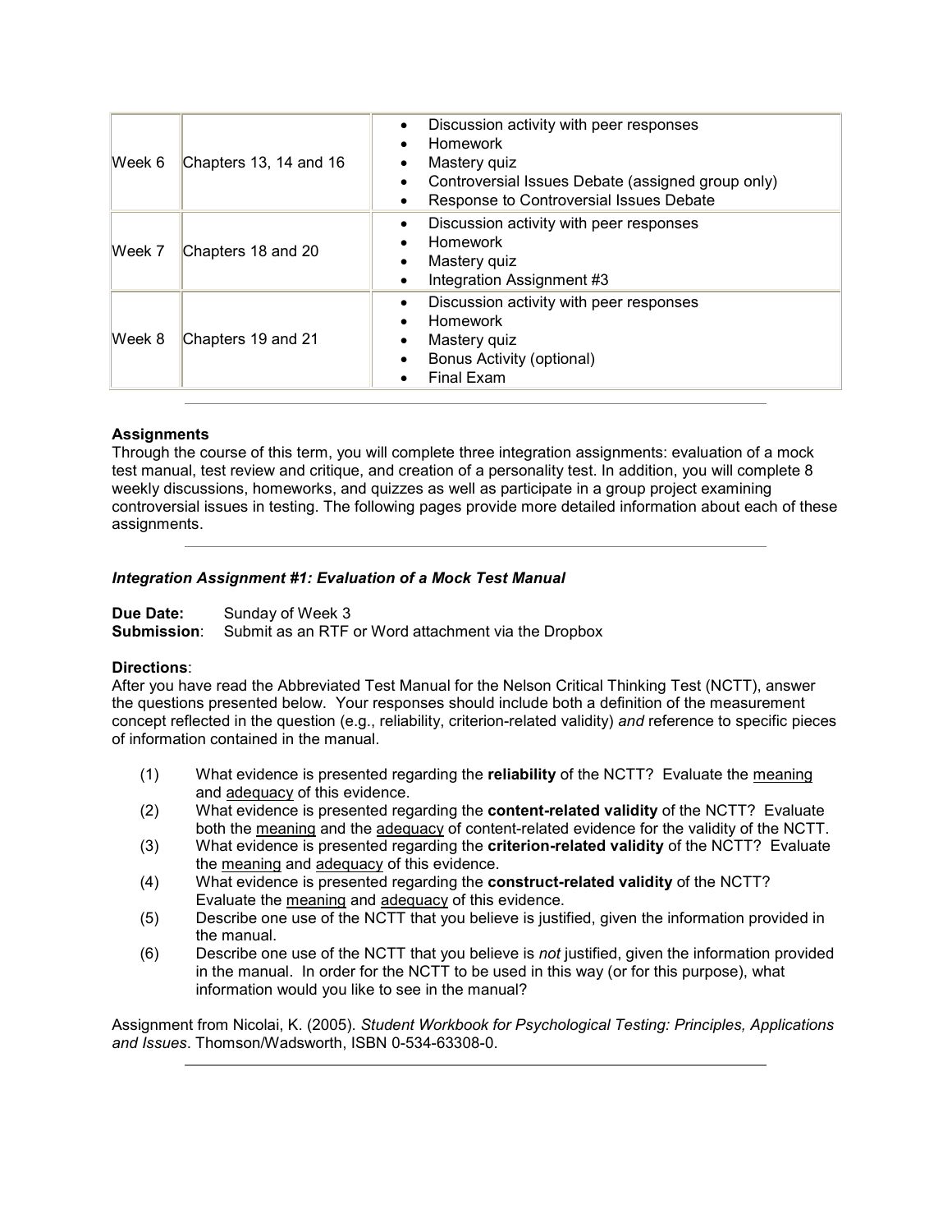| | | |
|---|---|---|
| Week 6 | Chapters 13, 14 and 16 | • Discussion activity with peer responses<br>• Homework<br>• Mastery quiz<br>• Controversial Issues Debate (assigned group only)<br>• Response to Controversial Issues Debate |
| Week 7 | Chapters 18 and 20 | • Discussion activity with peer responses<br>• Homework<br>• Mastery quiz<br>• Integration Assignment #3 |
| Week 8 | Chapters 19 and 21 | • Discussion activity with peer responses<br>• Homework<br>• Mastery quiz<br>• Bonus Activity (optional)<br>• Final Exam |

---

**Assignments**

Through the course of this term, you will complete three integration assignments: evaluation of a mock test manual, test review and critique, and creation of a personality test. In addition, you will complete 8 weekly discussions, homeworks, and quizzes as well as participate in a group project examining controversial issues in testing. The following pages provide more detailed information about each of these assignments.

---

***Integration Assignment #1: Evaluation of a Mock Test Manual***

**Due Date:** Sunday of Week 3
**Submission**: Submit as an RTF or Word attachment via the Dropbox

**Directions**:

After you have read the Abbreviated Test Manual for the Nelson Critical Thinking Test (NCTT), answer the questions presented below. Your responses should include both a definition of the measurement concept reflected in the question (e.g., reliability, criterion-related validity) *and* reference to specific pieces of information contained in the manual.

(1) What evidence is presented regarding the **reliability** of the NCTT? Evaluate the <u>meaning</u> and <u>adequacy</u> of this evidence.

(2) What evidence is presented regarding the **content-related validity** of the NCTT? Evaluate both the <u>meaning</u> and the <u>adequacy</u> of content-related evidence for the validity of the NCTT.

(3) What evidence is presented regarding the **criterion-related validity** of the NCTT? Evaluate the <u>meaning</u> and <u>adequacy</u> of this evidence.

(4) What evidence is presented regarding the **construct-related validity** of the NCTT? Evaluate the <u>meaning</u> and <u>adequacy</u> of this evidence.

(5) Describe one use of the NCTT that you believe is justified, given the information provided in the manual.

(6) Describe one use of the NCTT that you believe is *not* justified, given the information provided in the manual. In order for the NCTT to be used in this way (or for this purpose), what information would you like to see in the manual?

Assignment from Nicolai, K. (2005). *Student Workbook for Psychological Testing: Principles, Applications and Issues*. Thomson/Wadsworth, ISBN 0-534-63308-0.

---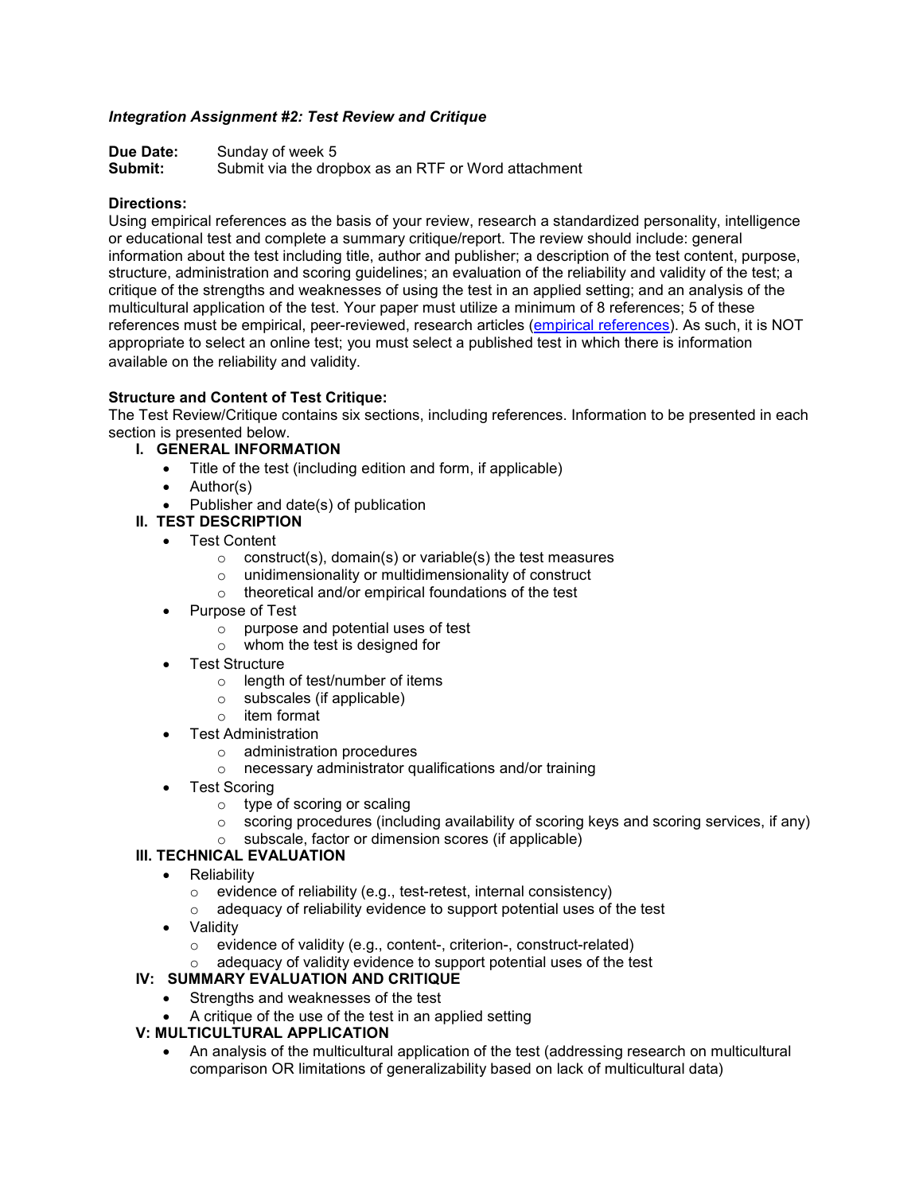***Integration Assignment #2: Test Review and Critique***

**Due Date:** Sunday of week 5
**Submit:** Submit via the dropbox as an RTF or Word attachment

**Directions:**
Using empirical references as the basis of your review, research a standardized personality, intelligence or educational test and complete a summary critique/report. The review should include: general information about the test including title, author and publisher; a description of the test content, purpose, structure, administration and scoring guidelines; an evaluation of the reliability and validity of the test; a critique of the strengths and weaknesses of using the test in an applied setting; and an analysis of the multicultural application of the test. Your paper must utilize a minimum of 8 references; 5 of these references must be empirical, peer-reviewed, research articles (empirical references). As such, it is NOT appropriate to select an online test; you must select a published test in which there is information available on the reliability and validity.

**Structure and Content of Test Critique:**
The Test Review/Critique contains six sections, including references. Information to be presented in each section is presented below.

**I. GENERAL INFORMATION**

- Title of the test (including edition and form, if applicable)
- Author(s)
- Publisher and date(s) of publication

**II. TEST DESCRIPTION**

- Test Content
  - construct(s), domain(s) or variable(s) the test measures
  - unidimensionality or multidimensionality of construct
  - theoretical and/or empirical foundations of the test
- Purpose of Test
  - purpose and potential uses of test
  - whom the test is designed for
- Test Structure
  - length of test/number of items
  - subscales (if applicable)
  - item format
- Test Administration
  - administration procedures
  - necessary administrator qualifications and/or training
- Test Scoring
  - type of scoring or scaling
  - scoring procedures (including availability of scoring keys and scoring services, if any)
  - subscale, factor or dimension scores (if applicable)

**III. TECHNICAL EVALUATION**

- Reliability
  - evidence of reliability (e.g., test-retest, internal consistency)
  - adequacy of reliability evidence to support potential uses of the test
- Validity
  - evidence of validity (e.g., content-, criterion-, construct-related)
  - adequacy of validity evidence to support potential uses of the test

**IV: SUMMARY EVALUATION AND CRITIQUE**

- Strengths and weaknesses of the test
- A critique of the use of the test in an applied setting

**V: MULTICULTURAL APPLICATION**

- An analysis of the multicultural application of the test (addressing research on multicultural comparison OR limitations of generalizability based on lack of multicultural data)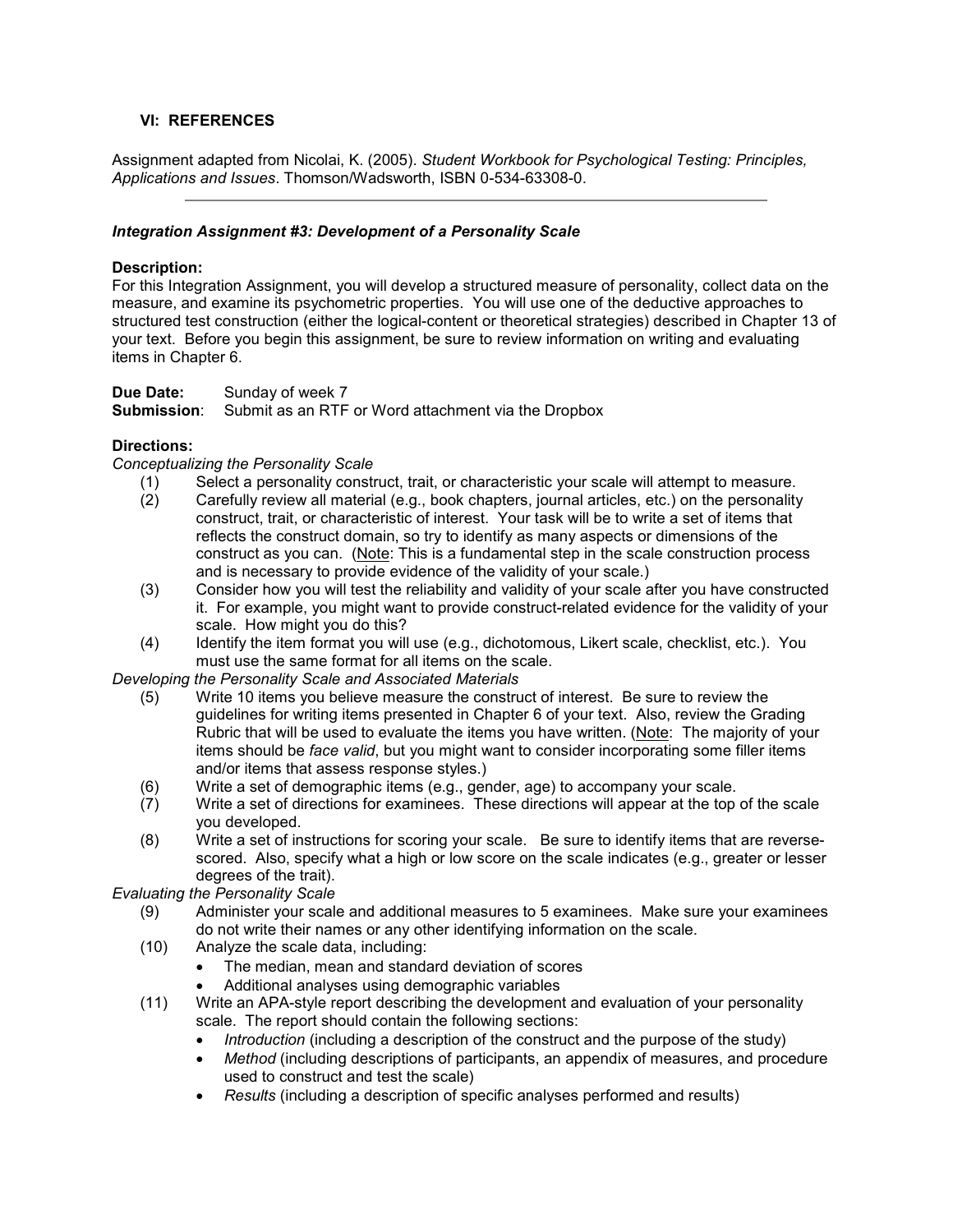### VI: REFERENCES

Assignment adapted from Nicolai, K. (2005). *Student Workbook for Psychological Testing: Principles, Applications and Issues*. Thomson/Wadsworth, ISBN 0-534-63308-0.

---

### *Integration Assignment #3: Development of a Personality Scale*

**Description:**
For this Integration Assignment, you will develop a structured measure of personality, collect data on the measure, and examine its psychometric properties. You will use one of the deductive approaches to structured test construction (either the logical-content or theoretical strategies) described in Chapter 13 of your text. Before you begin this assignment, be sure to review information on writing and evaluating items in Chapter 6.

**Due Date:** Sunday of week 7
**Submission**: Submit as an RTF or Word attachment via the Dropbox

**Directions:**

*Conceptualizing the Personality Scale*

(1) Select a personality construct, trait, or characteristic your scale will attempt to measure.

(2) Carefully review all material (e.g., book chapters, journal articles, etc.) on the personality construct, trait, or characteristic of interest. Your task will be to write a set of items that reflects the construct domain, so try to identify as many aspects or dimensions of the construct as you can. (Note: This is a fundamental step in the scale construction process and is necessary to provide evidence of the validity of your scale.)

(3) Consider how you will test the reliability and validity of your scale after you have constructed it. For example, you might want to provide construct-related evidence for the validity of your scale. How might you do this?

(4) Identify the item format you will use (e.g., dichotomous, Likert scale, checklist, etc.). You must use the same format for all items on the scale.

*Developing the Personality Scale and Associated Materials*

(5) Write 10 items you believe measure the construct of interest. Be sure to review the guidelines for writing items presented in Chapter 6 of your text. Also, review the Grading Rubric that will be used to evaluate the items you have written. (Note: The majority of your items should be *face valid*, but you might want to consider incorporating some filler items and/or items that assess response styles.)

(6) Write a set of demographic items (e.g., gender, age) to accompany your scale.

(7) Write a set of directions for examinees. These directions will appear at the top of the scale you developed.

(8) Write a set of instructions for scoring your scale. Be sure to identify items that are reverse-scored. Also, specify what a high or low score on the scale indicates (e.g., greater or lesser degrees of the trait).

*Evaluating the Personality Scale*

(9) Administer your scale and additional measures to 5 examinees. Make sure your examinees do not write their names or any other identifying information on the scale.

(10) Analyze the scale data, including:
- The median, mean and standard deviation of scores
- Additional analyses using demographic variables

(11) Write an APA-style report describing the development and evaluation of your personality scale. The report should contain the following sections:
- *Introduction* (including a description of the construct and the purpose of the study)
- *Method* (including descriptions of participants, an appendix of measures, and procedure used to construct and test the scale)
- *Results* (including a description of specific analyses performed and results)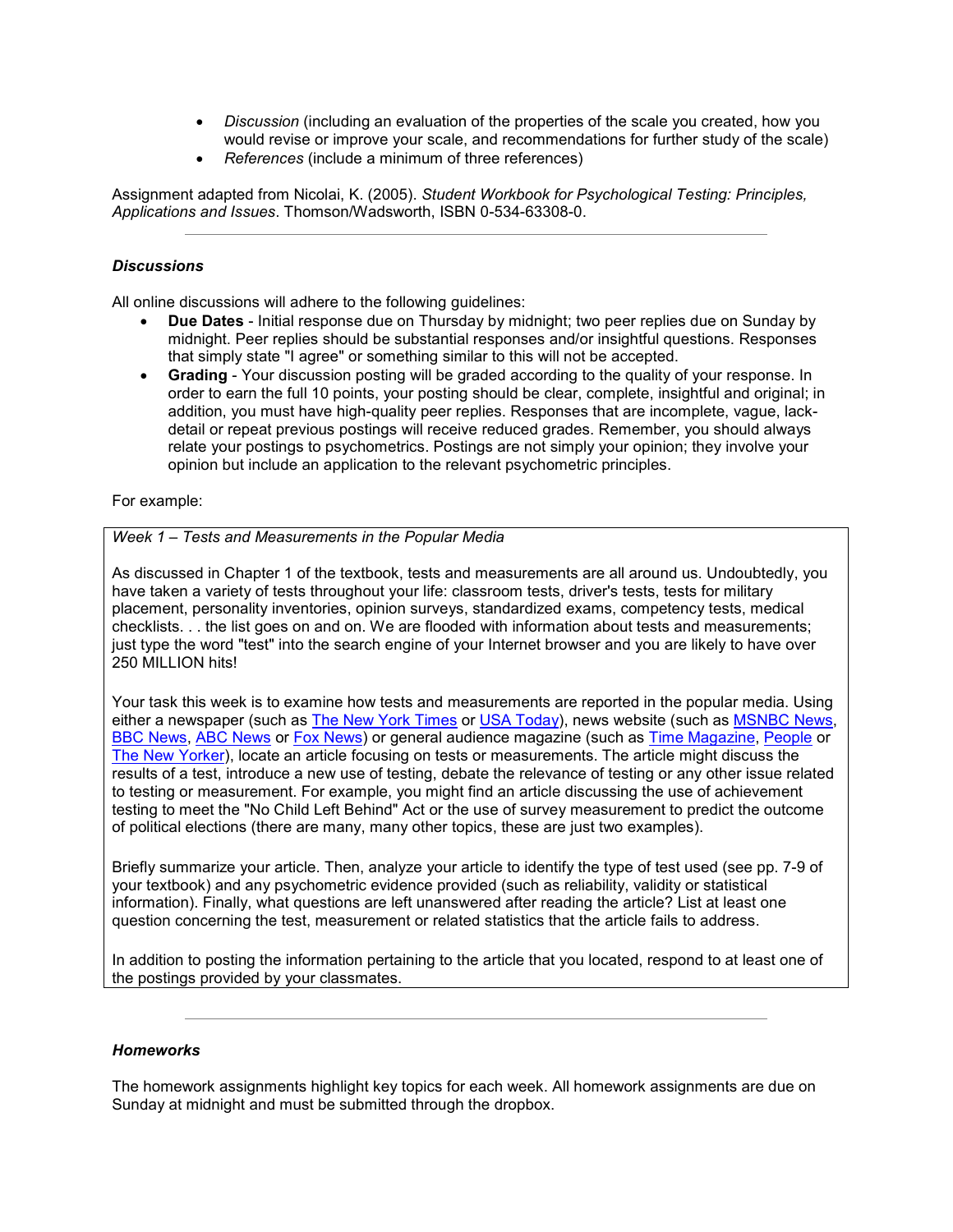- *Discussion* (including an evaluation of the properties of the scale you created, how you would revise or improve your scale, and recommendations for further study of the scale)
- *References* (include a minimum of three references)

Assignment adapted from Nicolai, K. (2005). *Student Workbook for Psychological Testing: Principles, Applications and Issues*. Thomson/Wadsworth, ISBN 0-534-63308-0.

---

### *Discussions*

All online discussions will adhere to the following guidelines:

- **Due Dates** - Initial response due on Thursday by midnight; two peer replies due on Sunday by midnight. Peer replies should be substantial responses and/or insightful questions. Responses that simply state "I agree" or something similar to this will not be accepted.
- **Grading** - Your discussion posting will be graded according to the quality of your response. In order to earn the full 10 points, your posting should be clear, complete, insightful and original; in addition, you must have high-quality peer replies. Responses that are incomplete, vague, lack-detail or repeat previous postings will receive reduced grades. Remember, you should always relate your postings to psychometrics. Postings are not simply your opinion; they involve your opinion but include an application to the relevant psychometric principles.

For example:

*Week 1 – Tests and Measurements in the Popular Media*

As discussed in Chapter 1 of the textbook, tests and measurements are all around us. Undoubtedly, you have taken a variety of tests throughout your life: classroom tests, driver's tests, tests for military placement, personality inventories, opinion surveys, standardized exams, competency tests, medical checklists. . . the list goes on and on. We are flooded with information about tests and measurements; just type the word "test" into the search engine of your Internet browser and you are likely to have over 250 MILLION hits!

Your task this week is to examine how tests and measurements are reported in the popular media. Using either a newspaper (such as The New York Times or USA Today), news website (such as MSNBC News, BBC News, ABC News or Fox News) or general audience magazine (such as Time Magazine, People or The New Yorker), locate an article focusing on tests or measurements. The article might discuss the results of a test, introduce a new use of testing, debate the relevance of testing or any other issue related to testing or measurement. For example, you might find an article discussing the use of achievement testing to meet the "No Child Left Behind" Act or the use of survey measurement to predict the outcome of political elections (there are many, many other topics, these are just two examples).

Briefly summarize your article. Then, analyze your article to identify the type of test used (see pp. 7-9 of your textbook) and any psychometric evidence provided (such as reliability, validity or statistical information). Finally, what questions are left unanswered after reading the article? List at least one question concerning the test, measurement or related statistics that the article fails to address.

In addition to posting the information pertaining to the article that you located, respond to at least one of the postings provided by your classmates.

---

### *Homeworks*

The homework assignments highlight key topics for each week. All homework assignments are due on Sunday at midnight and must be submitted through the dropbox.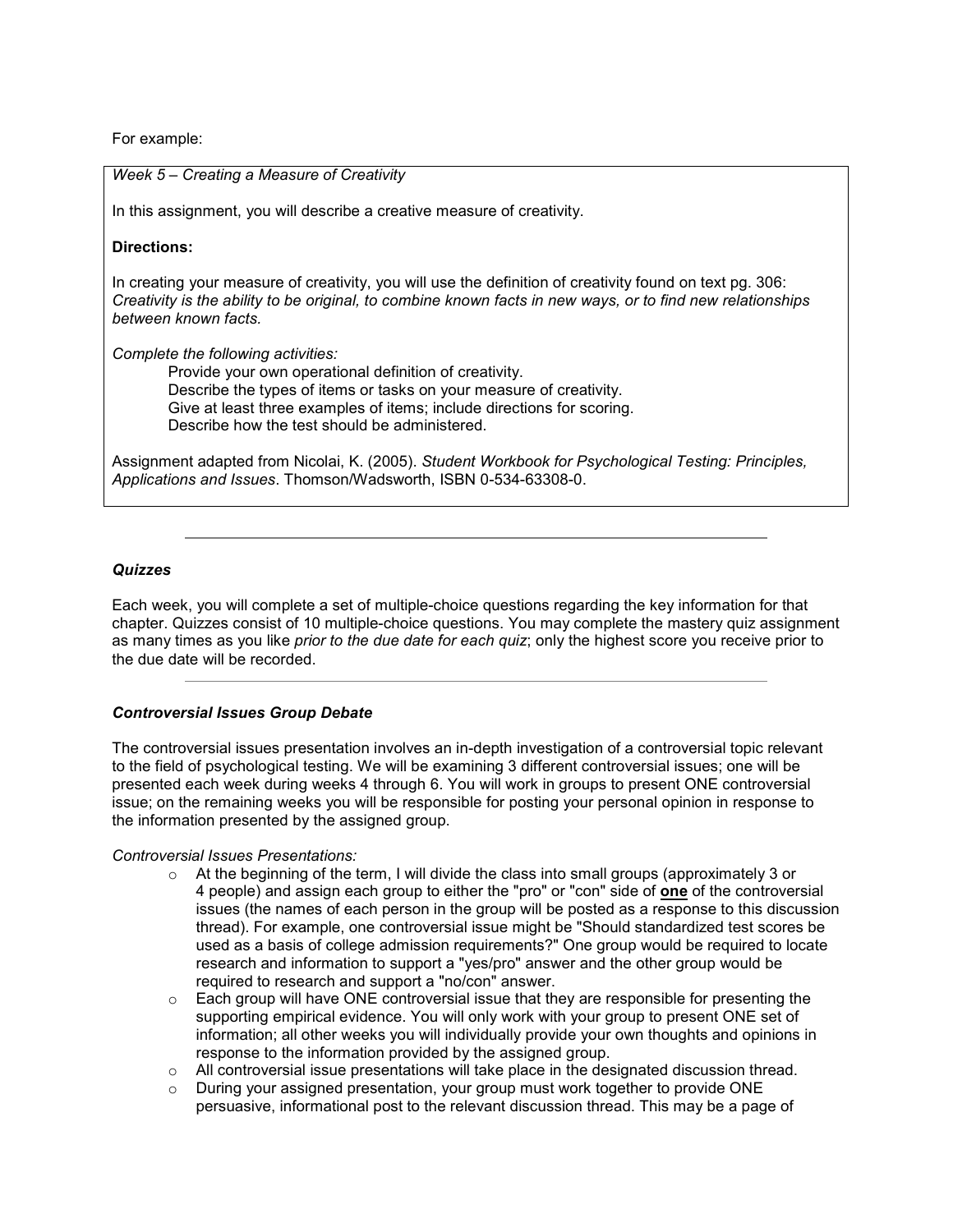For example:

> *Week 5 – Creating a Measure of Creativity*
>
> In this assignment, you will describe a creative measure of creativity.
>
> **Directions:**
>
> In creating your measure of creativity, you will use the definition of creativity found on text pg. 306: *Creativity is the ability to be original, to combine known facts in new ways, or to find new relationships between known facts.*
>
> *Complete the following activities:*
>
> Provide your own operational definition of creativity.
> Describe the types of items or tasks on your measure of creativity.
> Give at least three examples of items; include directions for scoring.
> Describe how the test should be administered.
>
> Assignment adapted from Nicolai, K. (2005). *Student Workbook for Psychological Testing: Principles, Applications and Issues*. Thomson/Wadsworth, ISBN 0-534-63308-0.

---

### *Quizzes*

Each week, you will complete a set of multiple-choice questions regarding the key information for that chapter. Quizzes consist of 10 multiple-choice questions. You may complete the mastery quiz assignment as many times as you like *prior to the due date for each quiz*; only the highest score you receive prior to the due date will be recorded.

---

### *Controversial Issues Group Debate*

The controversial issues presentation involves an in-depth investigation of a controversial topic relevant to the field of psychological testing. We will be examining 3 different controversial issues; one will be presented each week during weeks 4 through 6. You will work in groups to present ONE controversial issue; on the remaining weeks you will be responsible for posting your personal opinion in response to the information presented by the assigned group.

*Controversial Issues Presentations:*

- At the beginning of the term, I will divide the class into small groups (approximately 3 or 4 people) and assign each group to either the "pro" or "con" side of <u>**one**</u> of the controversial issues (the names of each person in the group will be posted as a response to this discussion thread). For example, one controversial issue might be "Should standardized test scores be used as a basis of college admission requirements?" One group would be required to locate research and information to support a "yes/pro" answer and the other group would be required to research and support a "no/con" answer.
- Each group will have ONE controversial issue that they are responsible for presenting the supporting empirical evidence. You will only work with your group to present ONE set of information; all other weeks you will individually provide your own thoughts and opinions in response to the information provided by the assigned group.
- All controversial issue presentations will take place in the designated discussion thread.
- During your assigned presentation, your group must work together to provide ONE persuasive, informational post to the relevant discussion thread. This may be a page of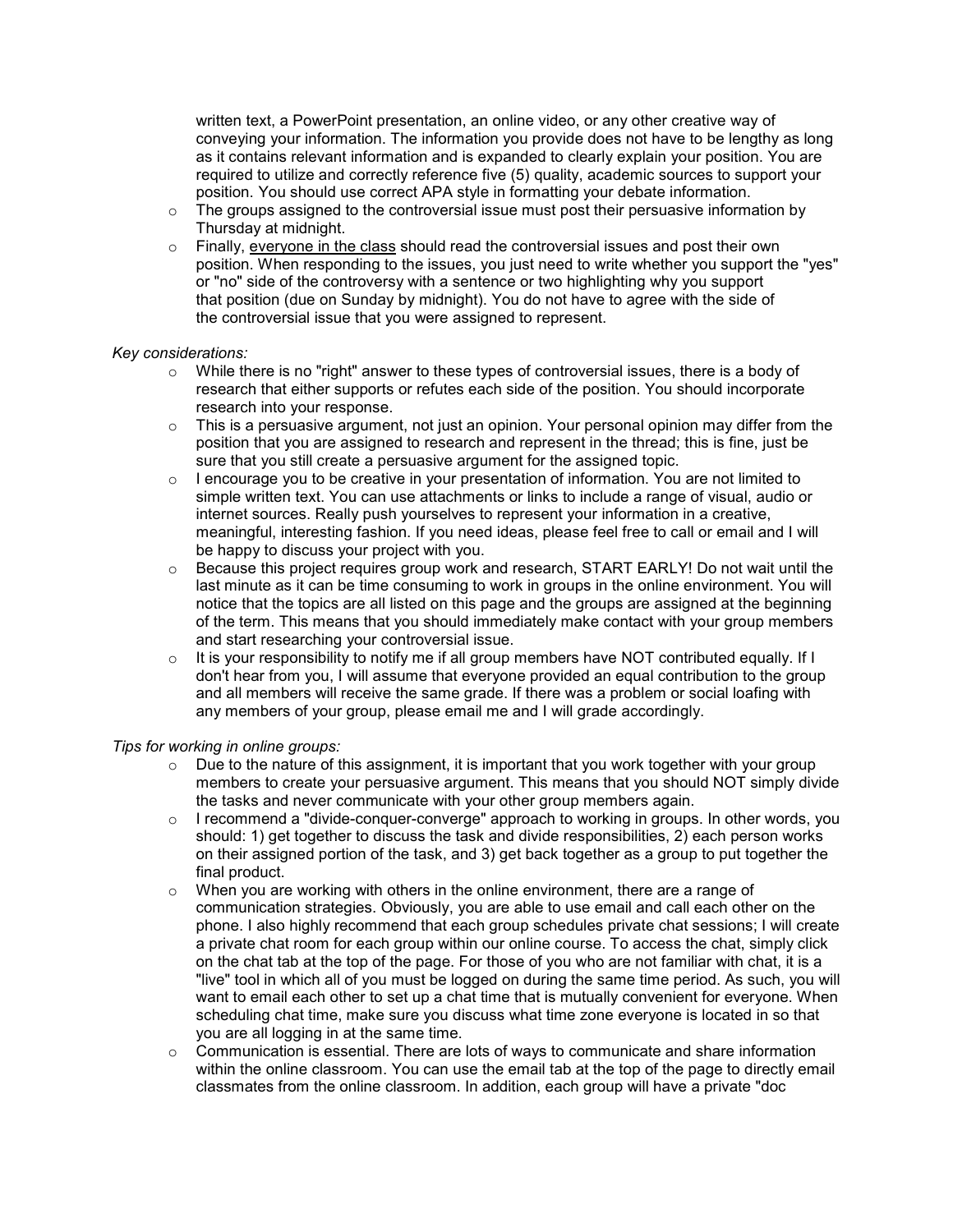written text, a PowerPoint presentation, an online video, or any other creative way of conveying your information. The information you provide does not have to be lengthy as long as it contains relevant information and is expanded to clearly explain your position. You are required to utilize and correctly reference five (5) quality, academic sources to support your position. You should use correct APA style in formatting your debate information.

- The groups assigned to the controversial issue must post their persuasive information by Thursday at midnight.
- Finally, everyone in the class should read the controversial issues and post their own position. When responding to the issues, you just need to write whether you support the "yes" or "no" side of the controversy with a sentence or two highlighting why you support that position (due on Sunday by midnight). You do not have to agree with the side of the controversial issue that you were assigned to represent.

*Key considerations:*

- While there is no "right" answer to these types of controversial issues, there is a body of research that either supports or refutes each side of the position. You should incorporate research into your response.
- This is a persuasive argument, not just an opinion. Your personal opinion may differ from the position that you are assigned to research and represent in the thread; this is fine, just be sure that you still create a persuasive argument for the assigned topic.
- I encourage you to be creative in your presentation of information. You are not limited to simple written text. You can use attachments or links to include a range of visual, audio or internet sources. Really push yourselves to represent your information in a creative, meaningful, interesting fashion. If you need ideas, please feel free to call or email and I will be happy to discuss your project with you.
- Because this project requires group work and research, START EARLY! Do not wait until the last minute as it can be time consuming to work in groups in the online environment. You will notice that the topics are all listed on this page and the groups are assigned at the beginning of the term. This means that you should immediately make contact with your group members and start researching your controversial issue.
- It is your responsibility to notify me if all group members have NOT contributed equally. If I don't hear from you, I will assume that everyone provided an equal contribution to the group and all members will receive the same grade. If there was a problem or social loafing with any members of your group, please email me and I will grade accordingly.

*Tips for working in online groups:*

- Due to the nature of this assignment, it is important that you work together with your group members to create your persuasive argument. This means that you should NOT simply divide the tasks and never communicate with your other group members again.
- I recommend a "divide-conquer-converge" approach to working in groups. In other words, you should: 1) get together to discuss the task and divide responsibilities, 2) each person works on their assigned portion of the task, and 3) get back together as a group to put together the final product.
- When you are working with others in the online environment, there are a range of communication strategies. Obviously, you are able to use email and call each other on the phone. I also highly recommend that each group schedules private chat sessions; I will create a private chat room for each group within our online course. To access the chat, simply click on the chat tab at the top of the page. For those of you who are not familiar with chat, it is a "live" tool in which all of you must be logged on during the same time period. As such, you will want to email each other to set up a chat time that is mutually convenient for everyone. When scheduling chat time, make sure you discuss what time zone everyone is located in so that you are all logging in at the same time.
- Communication is essential. There are lots of ways to communicate and share information within the online classroom. You can use the email tab at the top of the page to directly email classmates from the online classroom. In addition, each group will have a private "doc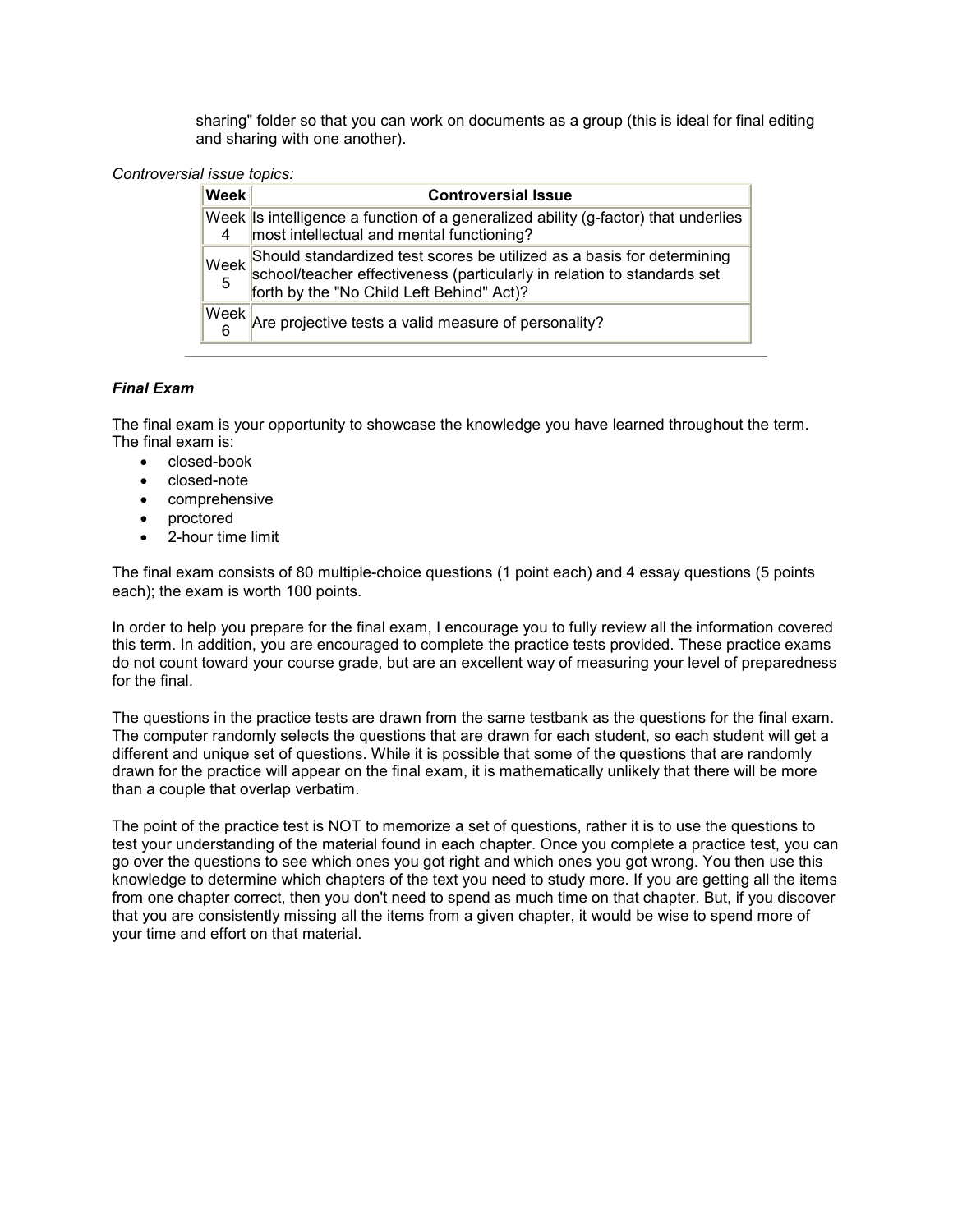sharing" folder so that you can work on documents as a group (this is ideal for final editing and sharing with one another).

*Controversial issue topics:*

| Week | Controversial Issue |
| --- | --- |
| Week 4 | Is intelligence a function of a generalized ability (g-factor) that underlies most intellectual and mental functioning? |
| Week 5 | Should standardized test scores be utilized as a basis for determining school/teacher effectiveness (particularly in relation to standards set forth by the "No Child Left Behind" Act)? |
| Week 6 | Are projective tests a valid measure of personality? |

---

***Final Exam***

The final exam is your opportunity to showcase the knowledge you have learned throughout the term. The final exam is:

- closed-book
- closed-note
- comprehensive
- proctored
- 2-hour time limit

The final exam consists of 80 multiple-choice questions (1 point each) and 4 essay questions (5 points each); the exam is worth 100 points.

In order to help you prepare for the final exam, I encourage you to fully review all the information covered this term. In addition, you are encouraged to complete the practice tests provided. These practice exams do not count toward your course grade, but are an excellent way of measuring your level of preparedness for the final.

The questions in the practice tests are drawn from the same testbank as the questions for the final exam. The computer randomly selects the questions that are drawn for each student, so each student will get a different and unique set of questions. While it is possible that some of the questions that are randomly drawn for the practice will appear on the final exam, it is mathematically unlikely that there will be more than a couple that overlap verbatim.

The point of the practice test is NOT to memorize a set of questions, rather it is to use the questions to test your understanding of the material found in each chapter. Once you complete a practice test, you can go over the questions to see which ones you got right and which ones you got wrong. You then use this knowledge to determine which chapters of the text you need to study more. If you are getting all the items from one chapter correct, then you don't need to spend as much time on that chapter. But, if you discover that you are consistently missing all the items from a given chapter, it would be wise to spend more of your time and effort on that material.